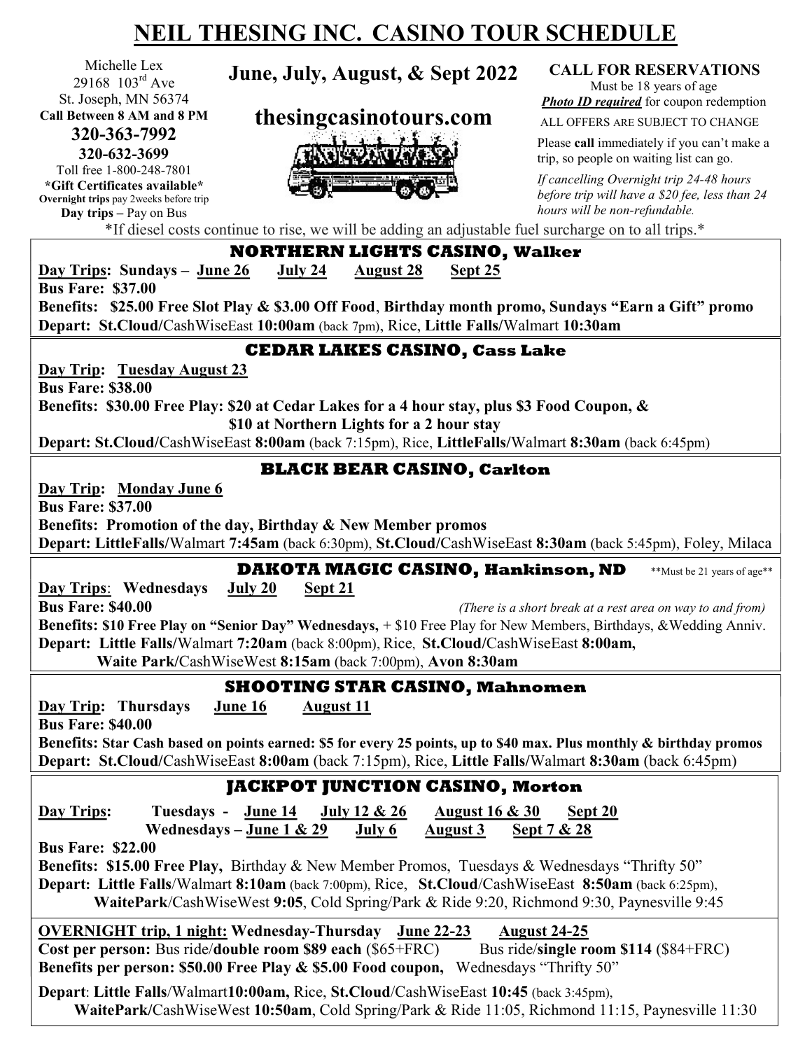# NEIL THESING INC. CASINO TOUR SCHEDULE

Michelle Lex
29168 103rd Ave
St. Joseph, MN 56374
**Call Between 8 AM and 8 PM**
**320-363-7992**
**320-632-3699**
Toll free 1-800-248-7801
**\*Gift Certificates available\***
**Overnight trips** pay 2weeks before trip
**Day trips** – Pay on Bus

**June, July, August, & Sept 2022**

**thesingcasinotours.com**

**CALL FOR RESERVATIONS**
Must be 18 years of age
***Photo ID required*** for coupon redemption
ALL OFFERS ARE SUBJECT TO CHANGE

Please **call** immediately if you can't make a trip, so people on waiting list can go.

*If cancelling Overnight trip 24-48 hours before trip will have a $20 fee, less than 24 hours will be non-refundable.*

\*If diesel costs continue to rise, we will be adding an adjustable fuel surcharge on to all trips.\*

## NORTHERN LIGHTS CASINO, Walker

**Day Trips: Sundays – June 26 July 24 August 28 Sept 25**
**Bus Fare: $37.00**
**Benefits: $25.00 Free Slot Play & $3.00 Off Food, Birthday month promo, Sundays "Earn a Gift" promo**
**Depart: St.Cloud/**CashWiseEast **10:00am** (back 7pm), Rice, **Little Falls/**Walmart **10:30am**

## CEDAR LAKES CASINO, Cass Lake

**Day Trip: Tuesday August 23**
**Bus Fare: $38.00**
**Benefits: $30.00 Free Play: $20 at Cedar Lakes for a 4 hour stay, plus $3 Food Coupon, & $10 at Northern Lights for a 2 hour stay**
**Depart: St.Cloud/**CashWiseEast **8:00am** (back 7:15pm), Rice, **LittleFalls/**Walmart **8:30am** (back 6:45pm)

## BLACK BEAR CASINO, Carlton

**Day Trip: Monday June 6**
**Bus Fare: $37.00**
**Benefits: Promotion of the day, Birthday & New Member promos**
**Depart: LittleFalls/**Walmart **7:45am** (back 6:30pm), **St.Cloud/**CashWiseEast **8:30am** (back 5:45pm), Foley, Milaca

## DAKOTA MAGIC CASINO, Hankinson, ND

\*\*Must be 21 years of age\*\*

**Day Trips: Wednesdays July 20 Sept 21**
**Bus Fare: $40.00** *(There is a short break at a rest area on way to and from)*
**Benefits: $10 Free Play on "Senior Day" Wednesdays,** + $10 Free Play for New Members, Birthdays, &Wedding Anniv.
**Depart: Little Falls/**Walmart **7:20am** (back 8:00pm), Rice, **St.Cloud/**CashWiseEast **8:00am,**
**Waite Park/**CashWiseWest **8:15am** (back 7:00pm), **Avon 8:30am**

## SHOOTING STAR CASINO, Mahnomen

**Day Trip: Thursdays June 16 August 11**
**Bus Fare: $40.00**
**Benefits: Star Cash based on points earned: $5 for every 25 points, up to $40 max. Plus monthly & birthday promos**
**Depart: St.Cloud/**CashWiseEast **8:00am** (back 7:15pm), Rice, **Little Falls/**Walmart **8:30am** (back 6:45pm)

## JACKPOT JUNCTION CASINO, Morton

**Day Trips: Tuesdays - June 14 July 12 & 26 August 16 & 30 Sept 20**
**Wednesdays – June 1 & 29 July 6 August 3 Sept 7 & 28**
**Bus Fare: $22.00**
**Benefits: $15.00 Free Play,** Birthday & New Member Promos, Tuesdays & Wednesdays "Thrifty 50"
**Depart: Little Falls**/Walmart **8:10am** (back 7:00pm), Rice, **St.Cloud**/CashWiseEast **8:50am** (back 6:25pm),
**WaitePark**/CashWiseWest **9:05**, Cold Spring/Park & Ride 9:20, Richmond 9:30, Paynesville 9:45

**OVERNIGHT trip, 1 night: Wednesday-Thursday June 22-23 August 24-25**
**Cost per person:** Bus ride/**double room $89 each** ($65+FRC) Bus ride/**single room $114** ($84+FRC)
**Benefits per person: $50.00 Free Play & $5.00 Food coupon,** Wednesdays "Thrifty 50"

**Depart**: **Little Falls**/Walmart**10:00am,** Rice, **St.Cloud**/CashWiseEast **10:45** (back 3:45pm),
**WaitePark/**CashWiseWest **10:50am**, Cold Spring/Park & Ride 11:05, Richmond 11:15, Paynesville 11:30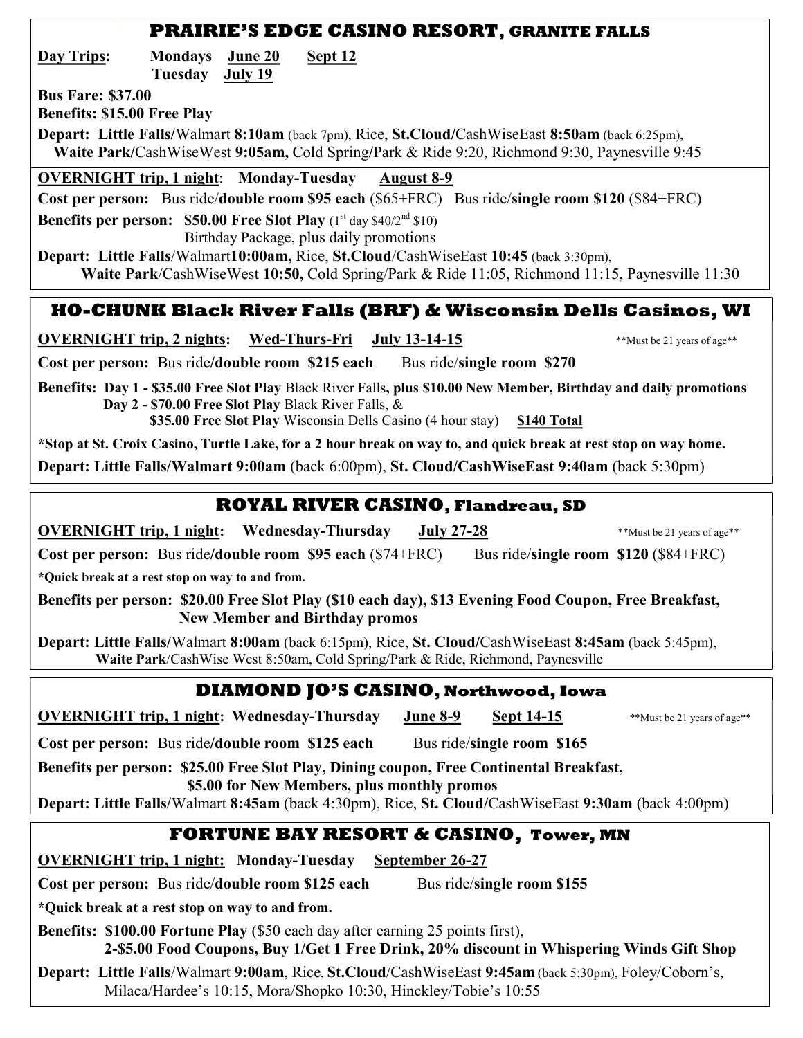## PRAIRIE'S EDGE CASINO RESORT, GRANITE FALLS

**Day Trips:** **Mondays** **June 20** **Sept 12**
**Tuesday** **July 19**

**Bus Fare: $37.00**
**Benefits: $15.00 Free Play**

**Depart: Little Falls/**Walmart **8:10am** (back 7pm), Rice, **St.Cloud/**CashWiseEast **8:50am** (back 6:25pm),
**Waite Park/**CashWiseWest **9:05am,** Cold Spring/Park & Ride 9:20, Richmond 9:30, Paynesville 9:45

**OVERNIGHT trip, 1 night**: **Monday-Tuesday** **August 8-9**

**Cost per person:** Bus ride/**double room $95 each** ($65+FRC) Bus ride/**single room $120** ($84+FRC)

**Benefits per person: $50.00 Free Slot Play** (1st day $40/2nd $10)
Birthday Package, plus daily promotions

**Depart: Little Falls**/Walmart**10:00am,** Rice, **St.Cloud**/CashWiseEast **10:45** (back 3:30pm),
**Waite Park**/CashWiseWest **10:50,** Cold Spring/Park & Ride 11:05, Richmond 11:15, Paynesville 11:30

## HO-CHUNK Black River Falls (BRF) & Wisconsin Dells Casinos, WI

**OVERNIGHT trip, 2 nights**: **Wed-Thurs-Fri** **July 13-14-15** **Must be 21 years of age**

**Cost per person:** Bus ride**/double room $215 each** Bus ride/**single room $270**

**Benefits: Day 1 - $35.00 Free Slot Play** Black River Falls**, plus $10.00 New Member, Birthday and daily promotions**
**Day 2 - $70.00 Free Slot Play** Black River Falls, &
**$35.00 Free Slot Play** Wisconsin Dells Casino (4 hour stay) **$140 Total**

***Stop at St. Croix Casino, Turtle Lake, for a 2 hour break on way to, and quick break at rest stop on way home.**

**Depart: Little Falls/Walmart 9:00am** (back 6:00pm), **St. Cloud/CashWiseEast 9:40am** (back 5:30pm)

## ROYAL RIVER CASINO, Flandreau, SD

**OVERNIGHT trip, 1 night**: **Wednesday-Thursday** **July 27-28** **Must be 21 years of age**

**Cost per person:** Bus ride**/double room $95 each** ($74+FRC) Bus ride/**single room $120** ($84+FRC)

***Quick break at a rest stop on way to and from.**

**Benefits per person: $20.00 Free Slot Play ($10 each day), $13 Evening Food Coupon, Free Breakfast, New Member and Birthday promos**

**Depart: Little Falls/**Walmart **8:00am** (back 6:15pm), Rice, **St. Cloud/**CashWiseEast **8:45am** (back 5:45pm),
**Waite Park**/CashWise West 8:50am, Cold Spring/Park & Ride, Richmond, Paynesville

## DIAMOND JO'S CASINO, Northwood, Iowa

**OVERNIGHT trip, 1 night**: **Wednesday-Thursday** **June 8-9** **Sept 14-15** **Must be 21 years of age**

**Cost per person:** Bus ride**/double room $125 each** Bus ride/**single room $165**

**Benefits per person: $25.00 Free Slot Play, Dining coupon, Free Continental Breakfast, $5.00 for New Members, plus monthly promos**

**Depart: Little Falls/**Walmart **8:45am** (back 4:30pm), Rice, **St. Cloud/**CashWiseEast **9:30am** (back 4:00pm)

## FORTUNE BAY RESORT & CASINO, Tower, MN

**OVERNIGHT trip, 1 night:** **Monday-Tuesday** **September 26-27**

**Cost per person:** Bus ride/**double room $125 each** Bus ride/**single room $155**

***Quick break at a rest stop on way to and from.**

**Benefits: $100.00 Fortune Play** ($50 each day after earning 25 points first),
**2-$5.00 Food Coupons, Buy 1/Get 1 Free Drink, 20% discount in Whispering Winds Gift Shop**

**Depart: Little Falls**/Walmart **9:00am**, Rice, **St.Cloud**/CashWiseEast **9:45am** (back 5:30pm), Foley/Coborn's, Milaca/Hardee's 10:15, Mora/Shopko 10:30, Hinckley/Tobie's 10:55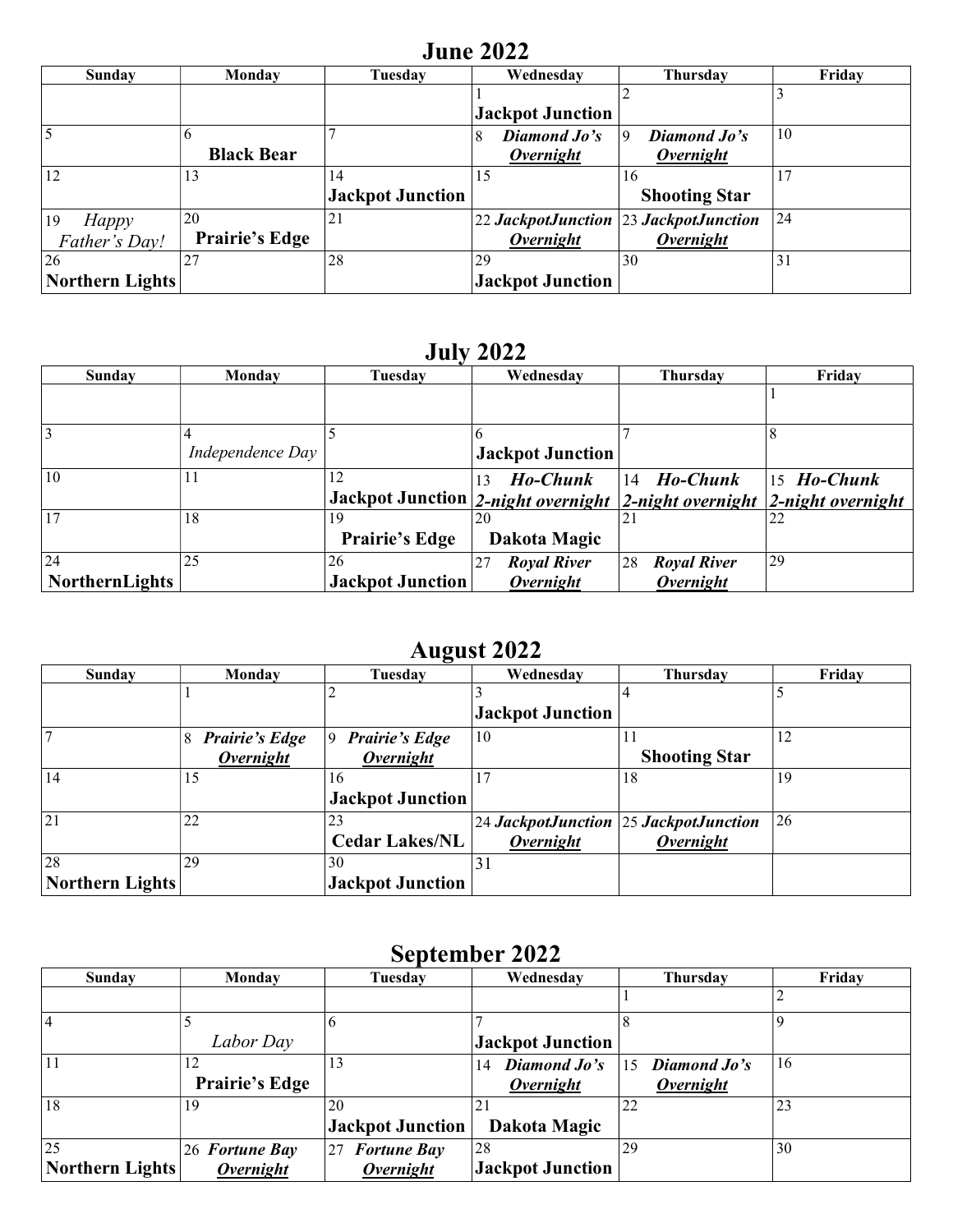## June 2022

| Sunday | Monday | Tuesday | Wednesday | Thursday | Friday |
|---|---|---|---|---|---|
| | | | 1 **Jackpot Junction** | 2 | 3 |
| 5 | 6 **Black Bear** | 7 | 8 ***Diamond Jo's*** ***Overnight*** | 9 ***Diamond Jo's*** ***Overnight*** | 10 |
| 12 | 13 | 14 **Jackpot Junction** | 15 | 16 **Shooting Star** | 17 |
| 19 *Happy Father's Day!* | 20 **Prairie's Edge** | 21 | 22 ***JackpotJunction*** ***Overnight*** | 23 ***JackpotJunction*** ***Overnight*** | 24 |
| 26 **Northern Lights** | 27 | 28 | 29 **Jackpot Junction** | 30 | 31 |

## July 2022

| Sunday | Monday | Tuesday | Wednesday | Thursday | Friday |
|---|---|---|---|---|---|
| | | | | | 1 |
| 3 | 4 *Independence Day* | 5 | 6 **Jackpot Junction** | 7 | 8 |
| 10 | 11 | 12 **Jackpot Junction** | 13 ***Ho-Chunk*** ***2-night overnight*** | 14 ***Ho-Chunk*** ***2-night overnight*** | 15 ***Ho-Chunk*** ***2-night overnight*** |
| 17 | 18 | 19 **Prairie's Edge** | 20 **Dakota Magic** | 21 | 22 |
| 24 **NorthernLights** | 25 | 26 **Jackpot Junction** | 27 ***Royal River*** ***Overnight*** | 28 ***Royal River*** ***Overnight*** | 29 |

## August 2022

| Sunday | Monday | Tuesday | Wednesday | Thursday | Friday |
|---|---|---|---|---|---|
| | 1 | 2 | 3 **Jackpot Junction** | 4 | 5 |
| 7 | 8 ***Prairie's Edge*** ***Overnight*** | 9 ***Prairie's Edge*** ***Overnight*** | 10 | 11 **Shooting Star** | 12 |
| 14 | 15 | 16 **Jackpot Junction** | 17 | 18 | 19 |
| 21 | 22 | 23 **Cedar Lakes/NL** | 24 ***JackpotJunction*** ***Overnight*** | 25 ***JackpotJunction*** ***Overnight*** | 26 |
| 28 **Northern Lights** | 29 | 30 **Jackpot Junction** | 31 | | |

## September 2022

| Sunday | Monday | Tuesday | Wednesday | Thursday | Friday |
|---|---|---|---|---|---|
| | | | | 1 | 2 |
| 4 | 5 *Labor Day* | 6 | 7 **Jackpot Junction** | 8 | 9 |
| 11 | 12 **Prairie's Edge** | 13 | 14 ***Diamond Jo's*** ***Overnight*** | 15 ***Diamond Jo's*** ***Overnight*** | 16 |
| 18 | 19 | 20 **Jackpot Junction** | 21 **Dakota Magic** | 22 | 23 |
| 25 **Northern Lights** | 26 ***Fortune Bay*** ***Overnight*** | 27 ***Fortune Bay*** ***Overnight*** | 28 **Jackpot Junction** | 29 | 30 |